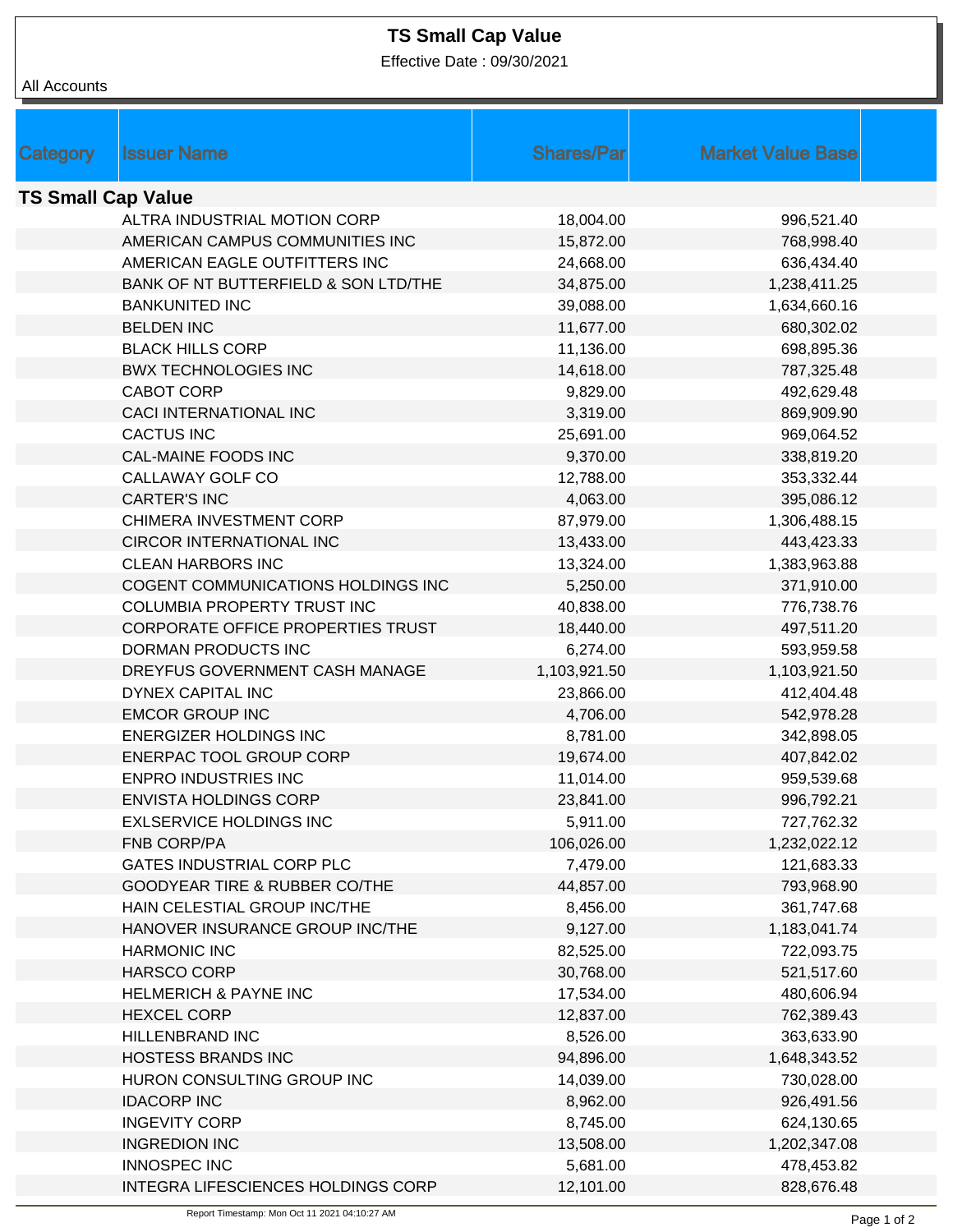# TS Small Cap Value

Effective Date : 09/30/2021

All Accounts

| Category | Issuer Name | Shares/Par | Market Value Base |
|---|---|---|---|
| **TS Small Cap Value** | | | |
| | ALTRA INDUSTRIAL MOTION CORP | 18,004.00 | 996,521.40 |
| | AMERICAN CAMPUS COMMUNITIES INC | 15,872.00 | 768,998.40 |
| | AMERICAN EAGLE OUTFITTERS INC | 24,668.00 | 636,434.40 |
| | BANK OF NT BUTTERFIELD & SON LTD/THE | 34,875.00 | 1,238,411.25 |
| | BANKUNITED INC | 39,088.00 | 1,634,660.16 |
| | BELDEN INC | 11,677.00 | 680,302.02 |
| | BLACK HILLS CORP | 11,136.00 | 698,895.36 |
| | BWX TECHNOLOGIES INC | 14,618.00 | 787,325.48 |
| | CABOT CORP | 9,829.00 | 492,629.48 |
| | CACI INTERNATIONAL INC | 3,319.00 | 869,909.90 |
| | CACTUS INC | 25,691.00 | 969,064.52 |
| | CAL-MAINE FOODS INC | 9,370.00 | 338,819.20 |
| | CALLAWAY GOLF CO | 12,788.00 | 353,332.44 |
| | CARTER'S INC | 4,063.00 | 395,086.12 |
| | CHIMERA INVESTMENT CORP | 87,979.00 | 1,306,488.15 |
| | CIRCOR INTERNATIONAL INC | 13,433.00 | 443,423.33 |
| | CLEAN HARBORS INC | 13,324.00 | 1,383,963.88 |
| | COGENT COMMUNICATIONS HOLDINGS INC | 5,250.00 | 371,910.00 |
| | COLUMBIA PROPERTY TRUST INC | 40,838.00 | 776,738.76 |
| | CORPORATE OFFICE PROPERTIES TRUST | 18,440.00 | 497,511.20 |
| | DORMAN PRODUCTS INC | 6,274.00 | 593,959.58 |
| | DREYFUS GOVERNMENT CASH MANAGE | 1,103,921.50 | 1,103,921.50 |
| | DYNEX CAPITAL INC | 23,866.00 | 412,404.48 |
| | EMCOR GROUP INC | 4,706.00 | 542,978.28 |
| | ENERGIZER HOLDINGS INC | 8,781.00 | 342,898.05 |
| | ENERPAC TOOL GROUP CORP | 19,674.00 | 407,842.02 |
| | ENPRO INDUSTRIES INC | 11,014.00 | 959,539.68 |
| | ENVISTA HOLDINGS CORP | 23,841.00 | 996,792.21 |
| | EXLSERVICE HOLDINGS INC | 5,911.00 | 727,762.32 |
| | FNB CORP/PA | 106,026.00 | 1,232,022.12 |
| | GATES INDUSTRIAL CORP PLC | 7,479.00 | 121,683.33 |
| | GOODYEAR TIRE & RUBBER CO/THE | 44,857.00 | 793,968.90 |
| | HAIN CELESTIAL GROUP INC/THE | 8,456.00 | 361,747.68 |
| | HANOVER INSURANCE GROUP INC/THE | 9,127.00 | 1,183,041.74 |
| | HARMONIC INC | 82,525.00 | 722,093.75 |
| | HARSCO CORP | 30,768.00 | 521,517.60 |
| | HELMERICH & PAYNE INC | 17,534.00 | 480,606.94 |
| | HEXCEL CORP | 12,837.00 | 762,389.43 |
| | HILLENBRAND INC | 8,526.00 | 363,633.90 |
| | HOSTESS BRANDS INC | 94,896.00 | 1,648,343.52 |
| | HURON CONSULTING GROUP INC | 14,039.00 | 730,028.00 |
| | IDACORP INC | 8,962.00 | 926,491.56 |
| | INGEVITY CORP | 8,745.00 | 624,130.65 |
| | INGREDION INC | 13,508.00 | 1,202,347.08 |
| | INNOSPEC INC | 5,681.00 | 478,453.82 |
| | INTEGRA LIFESCIENCES HOLDINGS CORP | 12,101.00 | 828,676.48 |

Report Timestamp: Mon Oct 11 2021 04:10:27 AM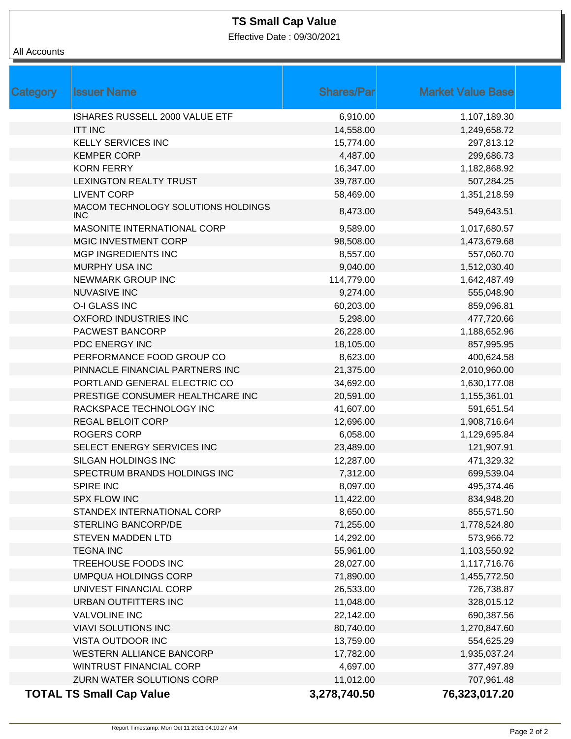# TS Small Cap Value

Effective Date : 09/30/2021

All Accounts

| Category | Issuer Name | Shares/Par | Market Value Base |
|---|---|---|---|
| | ISHARES RUSSELL 2000 VALUE ETF | 6,910.00 | 1,107,189.30 |
| | ITT INC | 14,558.00 | 1,249,658.72 |
| | KELLY SERVICES INC | 15,774.00 | 297,813.12 |
| | KEMPER CORP | 4,487.00 | 299,686.73 |
| | KORN FERRY | 16,347.00 | 1,182,868.92 |
| | LEXINGTON REALTY TRUST | 39,787.00 | 507,284.25 |
| | LIVENT CORP | 58,469.00 | 1,351,218.59 |
| | MACOM TECHNOLOGY SOLUTIONS HOLDINGS INC | 8,473.00 | 549,643.51 |
| | MASONITE INTERNATIONAL CORP | 9,589.00 | 1,017,680.57 |
| | MGIC INVESTMENT CORP | 98,508.00 | 1,473,679.68 |
| | MGP INGREDIENTS INC | 8,557.00 | 557,060.70 |
| | MURPHY USA INC | 9,040.00 | 1,512,030.40 |
| | NEWMARK GROUP INC | 114,779.00 | 1,642,487.49 |
| | NUVASIVE INC | 9,274.00 | 555,048.90 |
| | O-I GLASS INC | 60,203.00 | 859,096.81 |
| | OXFORD INDUSTRIES INC | 5,298.00 | 477,720.66 |
| | PACWEST BANCORP | 26,228.00 | 1,188,652.96 |
| | PDC ENERGY INC | 18,105.00 | 857,995.95 |
| | PERFORMANCE FOOD GROUP CO | 8,623.00 | 400,624.58 |
| | PINNACLE FINANCIAL PARTNERS INC | 21,375.00 | 2,010,960.00 |
| | PORTLAND GENERAL ELECTRIC CO | 34,692.00 | 1,630,177.08 |
| | PRESTIGE CONSUMER HEALTHCARE INC | 20,591.00 | 1,155,361.01 |
| | RACKSPACE TECHNOLOGY INC | 41,607.00 | 591,651.54 |
| | REGAL BELOIT CORP | 12,696.00 | 1,908,716.64 |
| | ROGERS CORP | 6,058.00 | 1,129,695.84 |
| | SELECT ENERGY SERVICES INC | 23,489.00 | 121,907.91 |
| | SILGAN HOLDINGS INC | 12,287.00 | 471,329.32 |
| | SPECTRUM BRANDS HOLDINGS INC | 7,312.00 | 699,539.04 |
| | SPIRE INC | 8,097.00 | 495,374.46 |
| | SPX FLOW INC | 11,422.00 | 834,948.20 |
| | STANDEX INTERNATIONAL CORP | 8,650.00 | 855,571.50 |
| | STERLING BANCORP/DE | 71,255.00 | 1,778,524.80 |
| | STEVEN MADDEN LTD | 14,292.00 | 573,966.72 |
| | TEGNA INC | 55,961.00 | 1,103,550.92 |
| | TREEHOUSE FOODS INC | 28,027.00 | 1,117,716.76 |
| | UMPQUA HOLDINGS CORP | 71,890.00 | 1,455,772.50 |
| | UNIVEST FINANCIAL CORP | 26,533.00 | 726,738.87 |
| | URBAN OUTFITTERS INC | 11,048.00 | 328,015.12 |
| | VALVOLINE INC | 22,142.00 | 690,387.56 |
| | VIAVI SOLUTIONS INC | 80,740.00 | 1,270,847.60 |
| | VISTA OUTDOOR INC | 13,759.00 | 554,625.29 |
| | WESTERN ALLIANCE BANCORP | 17,782.00 | 1,935,037.24 |
| | WINTRUST FINANCIAL CORP | 4,697.00 | 377,497.89 |
| | ZURN WATER SOLUTIONS CORP | 11,012.00 | 707,961.48 |
| **TOTAL TS Small Cap Value** | | **3,278,740.50** | **76,323,017.20** |

Report Timestamp: Mon Oct 11 2021 04:10:27 AM